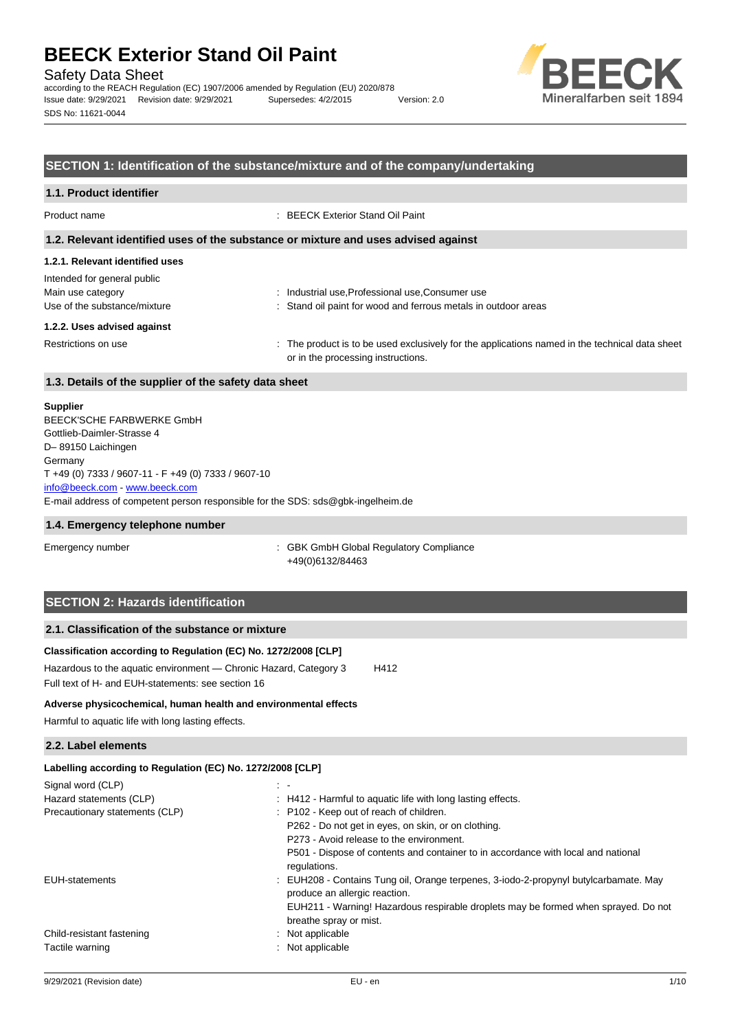# BEECK Exterior Stand Oil Paint

Safety Data Sheet

according to the REACH Regulation (EC) 1907/2006 amended by Regulation (EU) 2020/878

Issue date: 9/29/2021 Revision date: 9/29/2021 Supersedes: 4/2/2015 Version: 2.0

SDS No: 11621-0044

## SECTION 1: Identification of the substance/mixture and of the company/undertaking

### 1.1. Product identifier

Product name : BEECK Exterior Stand Oil Paint

### 1.2. Relevant identified uses of the substance or mixture and uses advised against

#### 1.2.1. Relevant identified uses

Intended for general public

Main use category : Industrial use,Professional use,Consumer use

Use of the substance/mixture : Stand oil paint for wood and ferrous metals in outdoor areas

#### 1.2.2. Uses advised against

Restrictions on use : The product is to be used exclusively for the applications named in the technical data sheet or in the processing instructions.

### 1.3. Details of the supplier of the safety data sheet

**Supplier**

BEECK'SCHE FARBWERKE GmbH
Gottlieb-Daimler-Strasse 4
D– 89150 Laichingen
Germany
T +49 (0) 7333 / 9607-11 - F +49 (0) 7333 / 9607-10
info@beeck.com - www.beeck.com
E-mail address of competent person responsible for the SDS: sds@gbk-ingelheim.de

### 1.4. Emergency telephone number

Emergency number : GBK GmbH Global Regulatory Compliance
+49(0)6132/84463

## SECTION 2: Hazards identification

### 2.1. Classification of the substance or mixture

**Classification according to Regulation (EC) No. 1272/2008 [CLP]**

Hazardous to the aquatic environment — Chronic Hazard, Category 3 H412

Full text of H- and EUH-statements: see section 16

**Adverse physicochemical, human health and environmental effects**

Harmful to aquatic life with long lasting effects.

### 2.2. Label elements

**Labelling according to Regulation (EC) No. 1272/2008 [CLP]**

Signal word (CLP) : -

Hazard statements (CLP) : H412 - Harmful to aquatic life with long lasting effects.

Precautionary statements (CLP) : P102 - Keep out of reach of children.
P262 - Do not get in eyes, on skin, or on clothing.
P273 - Avoid release to the environment.
P501 - Dispose of contents and container to in accordance with local and national regulations.

EUH-statements : EUH208 - Contains Tung oil, Orange terpenes, 3-iodo-2-propynyl butylcarbamate. May produce an allergic reaction.
EUH211 - Warning! Hazardous respirable droplets may be formed when sprayed. Do not breathe spray or mist.

Child-resistant fastening : Not applicable

Tactile warning : Not applicable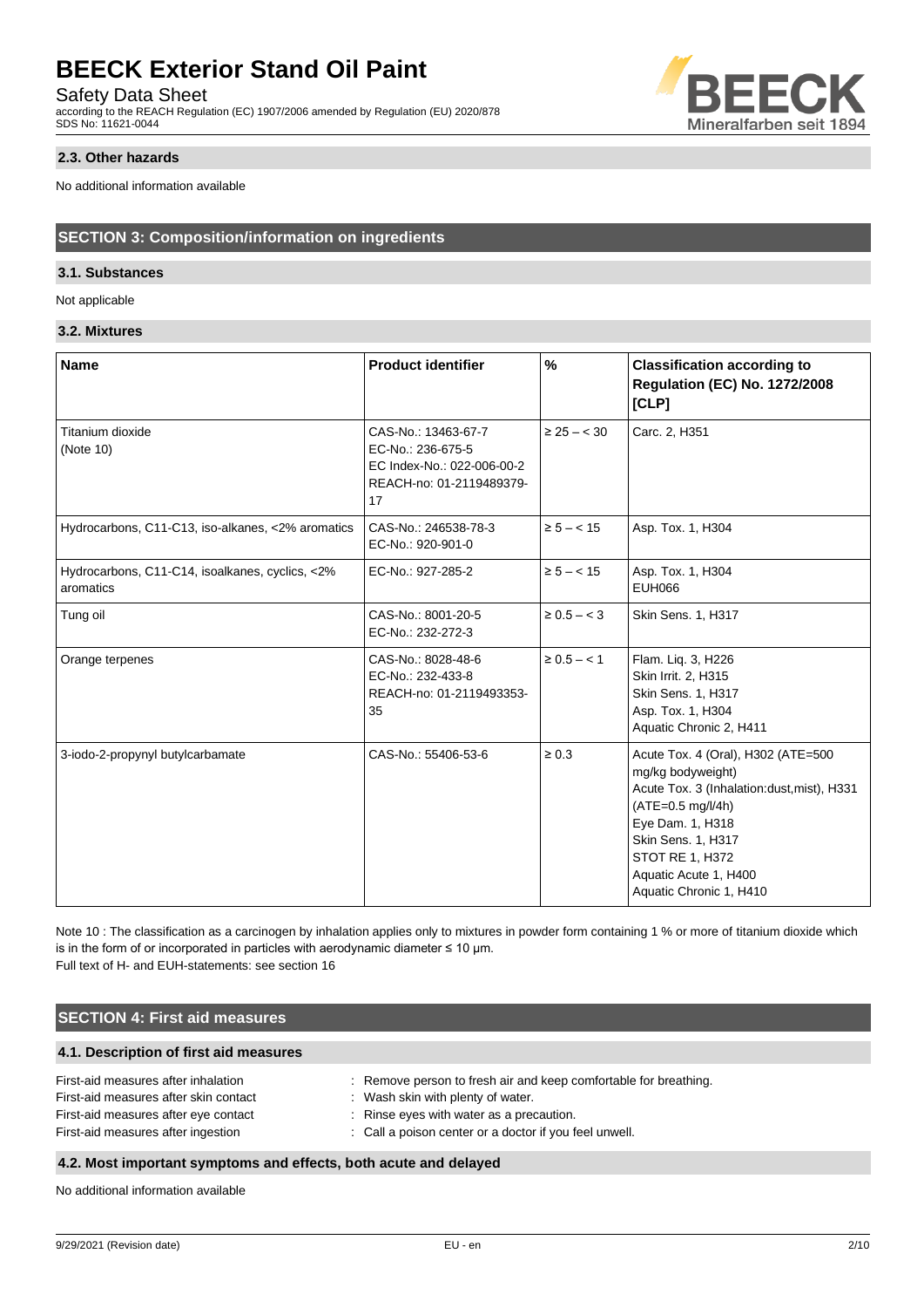### 2.3. Other hazards

No additional information available

## SECTION 3: Composition/information on ingredients

### 3.1. Substances

Not applicable

### 3.2. Mixtures

| Name | Product identifier | % | Classification according to Regulation (EC) No. 1272/2008 [CLP] |
|---|---|---|---|
| Titanium dioxide<br>(Note 10) | CAS-No.: 13463-67-7<br>EC-No.: 236-675-5<br>EC Index-No.: 022-006-00-2<br>REACH-no: 01-2119489379-17 | ≥ 25 – < 30 | Carc. 2, H351 |
| Hydrocarbons, C11-C13, iso-alkanes, <2% aromatics | CAS-No.: 246538-78-3<br>EC-No.: 920-901-0 | ≥ 5 – < 15 | Asp. Tox. 1, H304 |
| Hydrocarbons, C11-C14, isoalkanes, cyclics, <2% aromatics | EC-No.: 927-285-2 | ≥ 5 – < 15 | Asp. Tox. 1, H304<br>EUH066 |
| Tung oil | CAS-No.: 8001-20-5<br>EC-No.: 232-272-3 | ≥ 0.5 – < 3 | Skin Sens. 1, H317 |
| Orange terpenes | CAS-No.: 8028-48-6<br>EC-No.: 232-433-8<br>REACH-no: 01-2119493353-35 | ≥ 0.5 – < 1 | Flam. Liq. 3, H226<br>Skin Irrit. 2, H315<br>Skin Sens. 1, H317<br>Asp. Tox. 1, H304<br>Aquatic Chronic 2, H411 |
| 3-iodo-2-propynyl butylcarbamate | CAS-No.: 55406-53-6 | ≥ 0.3 | Acute Tox. 4 (Oral), H302 (ATE=500 mg/kg bodyweight)<br>Acute Tox. 3 (Inhalation:dust,mist), H331 (ATE=0.5 mg/l/4h)<br>Eye Dam. 1, H318<br>Skin Sens. 1, H317<br>STOT RE 1, H372<br>Aquatic Acute 1, H400<br>Aquatic Chronic 1, H410 |

Note 10 : The classification as a carcinogen by inhalation applies only to mixtures in powder form containing 1 % or more of titanium dioxide which is in the form of or incorporated in particles with aerodynamic diameter ≤ 10 μm.

Full text of H- and EUH-statements: see section 16

## SECTION 4: First aid measures

### 4.1. Description of first aid measures

First-aid measures after inhalation : Remove person to fresh air and keep comfortable for breathing.

First-aid measures after skin contact : Wash skin with plenty of water.

First-aid measures after eye contact : Rinse eyes with water as a precaution.

First-aid measures after ingestion : Call a poison center or a doctor if you feel unwell.

### 4.2. Most important symptoms and effects, both acute and delayed

No additional information available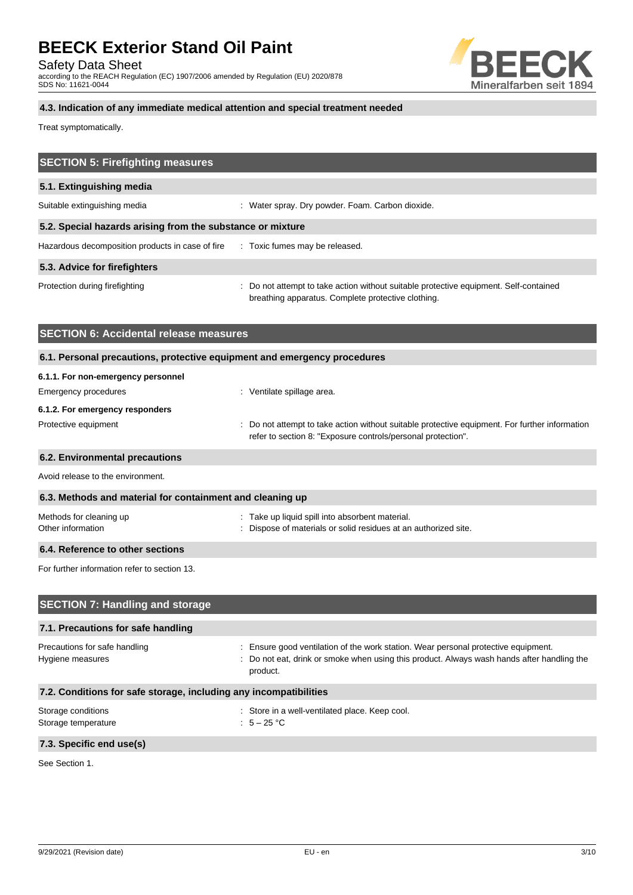### 4.3. Indication of any immediate medical attention and special treatment needed

Treat symptomatically.

## SECTION 5: Firefighting measures

### 5.1. Extinguishing media

Suitable extinguishing media : Water spray. Dry powder. Foam. Carbon dioxide.

### 5.2. Special hazards arising from the substance or mixture

Hazardous decomposition products in case of fire : Toxic fumes may be released.

### 5.3. Advice for firefighters

Protection during firefighting : Do not attempt to take action without suitable protective equipment. Self-contained breathing apparatus. Complete protective clothing.

## SECTION 6: Accidental release measures

### 6.1. Personal precautions, protective equipment and emergency procedures

**6.1.1. For non-emergency personnel**

Emergency procedures : Ventilate spillage area.

**6.1.2. For emergency responders**

Protective equipment : Do not attempt to take action without suitable protective equipment. For further information refer to section 8: "Exposure controls/personal protection".

### 6.2. Environmental precautions

Avoid release to the environment.

### 6.3. Methods and material for containment and cleaning up

Methods for cleaning up : Take up liquid spill into absorbent material.

Other information : Dispose of materials or solid residues at an authorized site.

### 6.4. Reference to other sections

For further information refer to section 13.

## SECTION 7: Handling and storage

### 7.1. Precautions for safe handling

Precautions for safe handling : Ensure good ventilation of the work station. Wear personal protective equipment.

Hygiene measures : Do not eat, drink or smoke when using this product. Always wash hands after handling the product.

### 7.2. Conditions for safe storage, including any incompatibilities

Storage conditions : Store in a well-ventilated place. Keep cool.

Storage temperature : 5 – 25 °C

### 7.3. Specific end use(s)

See Section 1.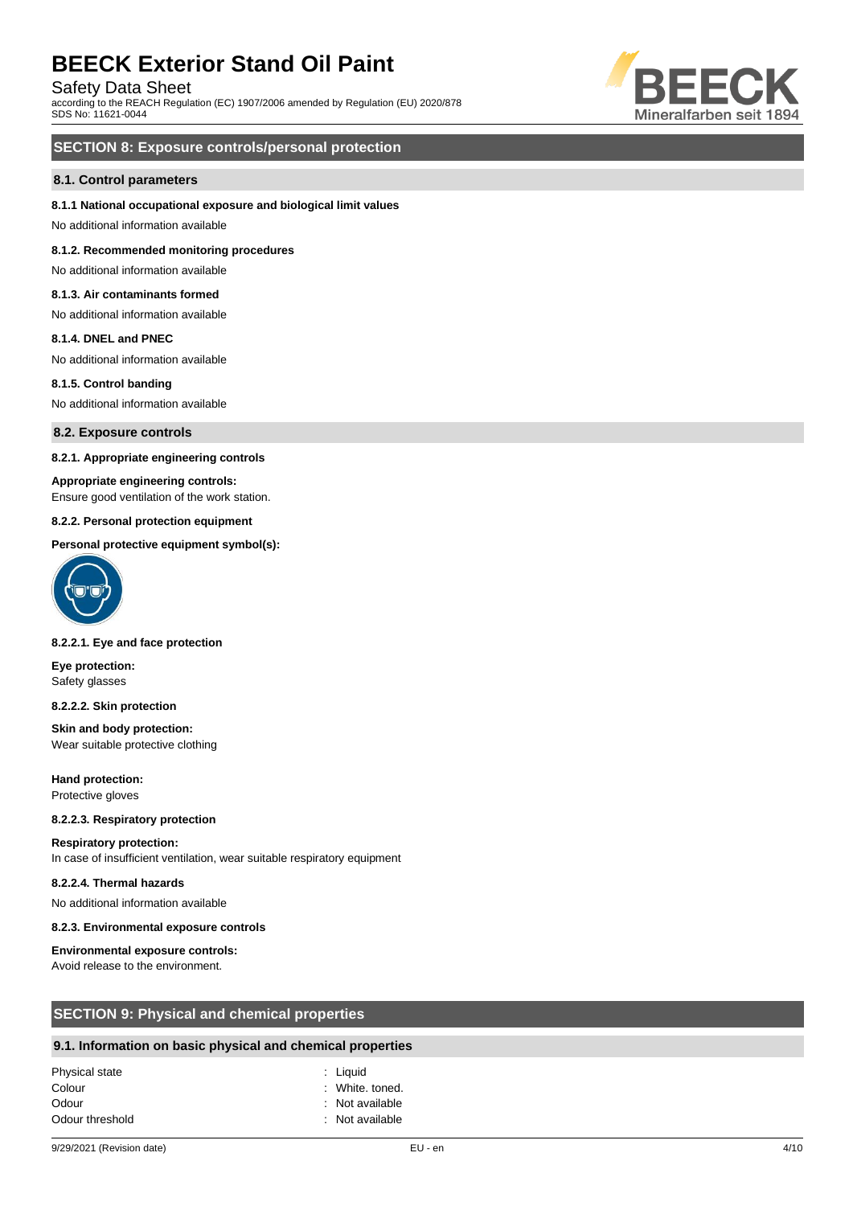## SECTION 8: Exposure controls/personal protection

### 8.1. Control parameters

**8.1.1 National occupational exposure and biological limit values**

No additional information available

**8.1.2. Recommended monitoring procedures**

No additional information available

**8.1.3. Air contaminants formed**

No additional information available

**8.1.4. DNEL and PNEC**

No additional information available

**8.1.5. Control banding**

No additional information available

### 8.2. Exposure controls

**8.2.1. Appropriate engineering controls**

**Appropriate engineering controls:**
Ensure good ventilation of the work station.

**8.2.2. Personal protection equipment**

**Personal protective equipment symbol(s):**

**8.2.2.1. Eye and face protection**

**Eye protection:**
Safety glasses

**8.2.2.2. Skin protection**

**Skin and body protection:**
Wear suitable protective clothing

**Hand protection:**
Protective gloves

**8.2.2.3. Respiratory protection**

**Respiratory protection:**
In case of insufficient ventilation, wear suitable respiratory equipment

**8.2.2.4. Thermal hazards**

No additional information available

**8.2.3. Environmental exposure controls**

**Environmental exposure controls:**
Avoid release to the environment.

## SECTION 9: Physical and chemical properties

### 9.1. Information on basic physical and chemical properties

| | |
|---|---|
| Physical state | : Liquid |
| Colour | : White. toned. |
| Odour | : Not available |
| Odour threshold | : Not available |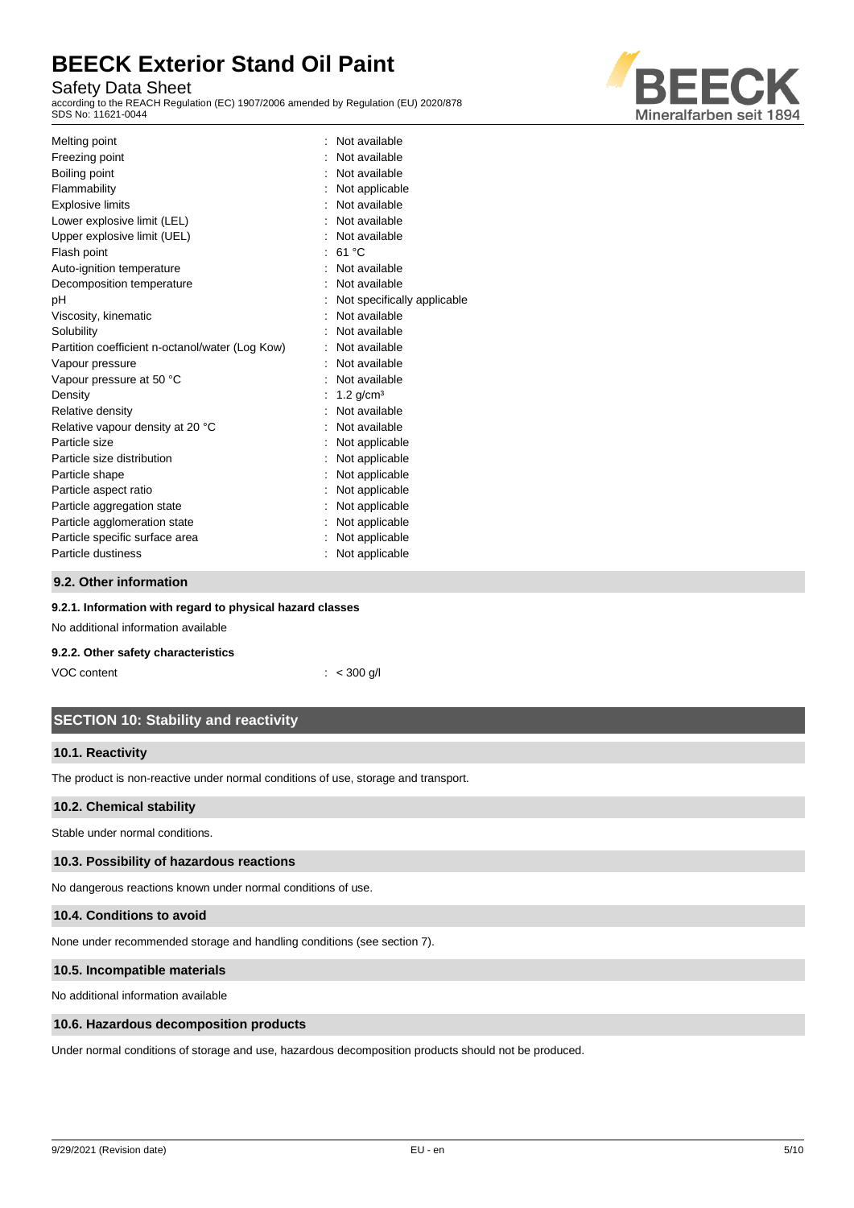| | |
|---|---|
| Melting point | : Not available |
| Freezing point | : Not available |
| Boiling point | : Not available |
| Flammability | : Not applicable |
| Explosive limits | : Not available |
| Lower explosive limit (LEL) | : Not available |
| Upper explosive limit (UEL) | : Not available |
| Flash point | : 61 °C |
| Auto-ignition temperature | : Not available |
| Decomposition temperature | : Not available |
| pH | : Not specifically applicable |
| Viscosity, kinematic | : Not available |
| Solubility | : Not available |
| Partition coefficient n-octanol/water (Log Kow) | : Not available |
| Vapour pressure | : Not available |
| Vapour pressure at 50 °C | : Not available |
| Density | : 1.2 g/cm³ |
| Relative density | : Not available |
| Relative vapour density at 20 °C | : Not available |
| Particle size | : Not applicable |
| Particle size distribution | : Not applicable |
| Particle shape | : Not applicable |
| Particle aspect ratio | : Not applicable |
| Particle aggregation state | : Not applicable |
| Particle agglomeration state | : Not applicable |
| Particle specific surface area | : Not applicable |
| Particle dustiness | : Not applicable |

### 9.2. Other information

#### 9.2.1. Information with regard to physical hazard classes

No additional information available

#### 9.2.2. Other safety characteristics

| | |
|---|---|
| VOC content | : < 300 g/l |

## SECTION 10: Stability and reactivity

### 10.1. Reactivity

The product is non-reactive under normal conditions of use, storage and transport.

### 10.2. Chemical stability

Stable under normal conditions.

### 10.3. Possibility of hazardous reactions

No dangerous reactions known under normal conditions of use.

### 10.4. Conditions to avoid

None under recommended storage and handling conditions (see section 7).

### 10.5. Incompatible materials

No additional information available

### 10.6. Hazardous decomposition products

Under normal conditions of storage and use, hazardous decomposition products should not be produced.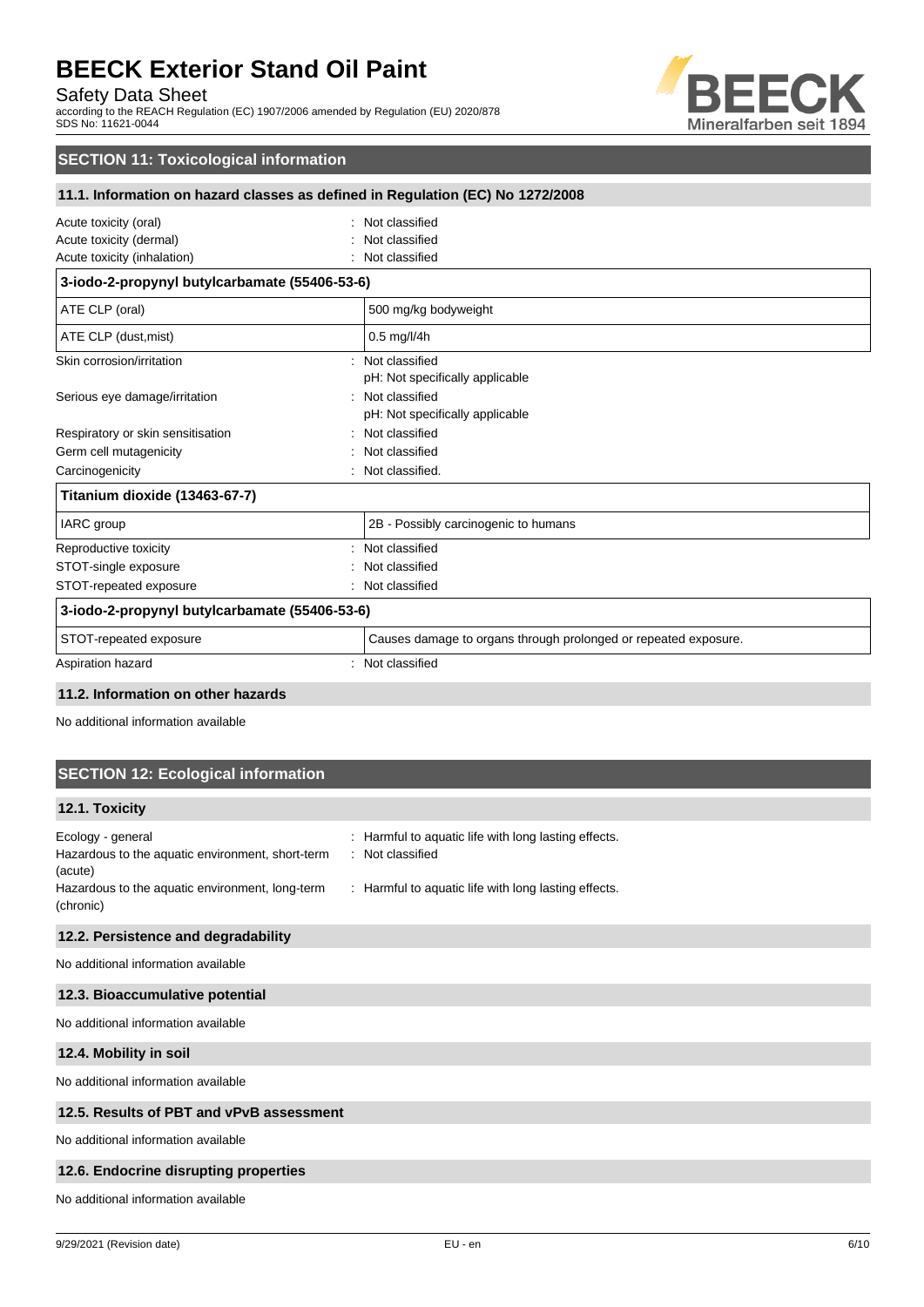## SECTION 11: Toxicological information

### 11.1. Information on hazard classes as defined in Regulation (EC) No 1272/2008

Acute toxicity (oral) : Not classified
Acute toxicity (dermal) : Not classified
Acute toxicity (inhalation) : Not classified

| 3-iodo-2-propynyl butylcarbamate (55406-53-6) | |
|---|---|
| ATE CLP (oral) | 500 mg/kg bodyweight |
| ATE CLP (dust,mist) | 0.5 mg/l/4h |

Skin corrosion/irritation : Not classified
pH: Not specifically applicable

Serious eye damage/irritation : Not classified
pH: Not specifically applicable

Respiratory or skin sensitisation : Not classified
Germ cell mutagenicity : Not classified
Carcinogenicity : Not classified.

| Titanium dioxide (13463-67-7) | |
|---|---|
| IARC group | 2B - Possibly carcinogenic to humans |

Reproductive toxicity : Not classified
STOT-single exposure : Not classified
STOT-repeated exposure : Not classified

| 3-iodo-2-propynyl butylcarbamate (55406-53-6) | |
|---|---|
| STOT-repeated exposure | Causes damage to organs through prolonged or repeated exposure. |

Aspiration hazard : Not classified

### 11.2. Information on other hazards

No additional information available

## SECTION 12: Ecological information

### 12.1. Toxicity

Ecology - general : Harmful to aquatic life with long lasting effects.
Hazardous to the aquatic environment, short-term (acute) : Not classified
Hazardous to the aquatic environment, long-term (chronic) : Harmful to aquatic life with long lasting effects.

### 12.2. Persistence and degradability

No additional information available

### 12.3. Bioaccumulative potential

No additional information available

### 12.4. Mobility in soil

No additional information available

### 12.5. Results of PBT and vPvB assessment

No additional information available

### 12.6. Endocrine disrupting properties

No additional information available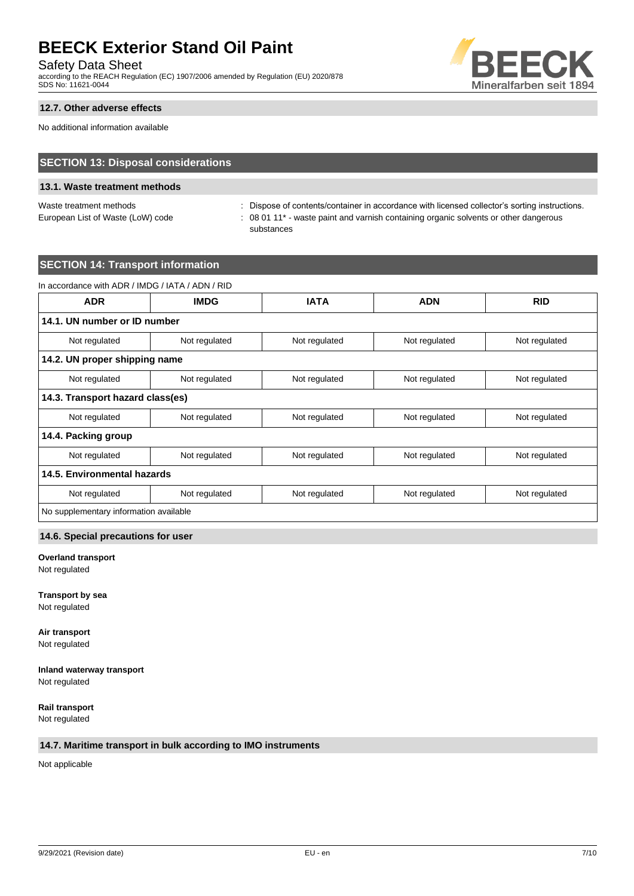### 12.7. Other adverse effects

No additional information available

## SECTION 13: Disposal considerations

### 13.1. Waste treatment methods

Waste treatment methods : Dispose of contents/container in accordance with licensed collector's sorting instructions.

European List of Waste (LoW) code : 08 01 11* - waste paint and varnish containing organic solvents or other dangerous substances

## SECTION 14: Transport information

In accordance with ADR / IMDG / IATA / ADN / RID

| ADR | IMDG | IATA | ADN | RID |
|---|---|---|---|---|
| **14.1. UN number or ID number** | | | | |
| Not regulated | Not regulated | Not regulated | Not regulated | Not regulated |
| **14.2. UN proper shipping name** | | | | |
| Not regulated | Not regulated | Not regulated | Not regulated | Not regulated |
| **14.3. Transport hazard class(es)** | | | | |
| Not regulated | Not regulated | Not regulated | Not regulated | Not regulated |
| **14.4. Packing group** | | | | |
| Not regulated | Not regulated | Not regulated | Not regulated | Not regulated |
| **14.5. Environmental hazards** | | | | |
| Not regulated | Not regulated | Not regulated | Not regulated | Not regulated |
| No supplementary information available | | | | |

### 14.6. Special precautions for user

**Overland transport**
Not regulated

**Transport by sea**
Not regulated

**Air transport**
Not regulated

**Inland waterway transport**
Not regulated

**Rail transport**
Not regulated

### 14.7. Maritime transport in bulk according to IMO instruments

Not applicable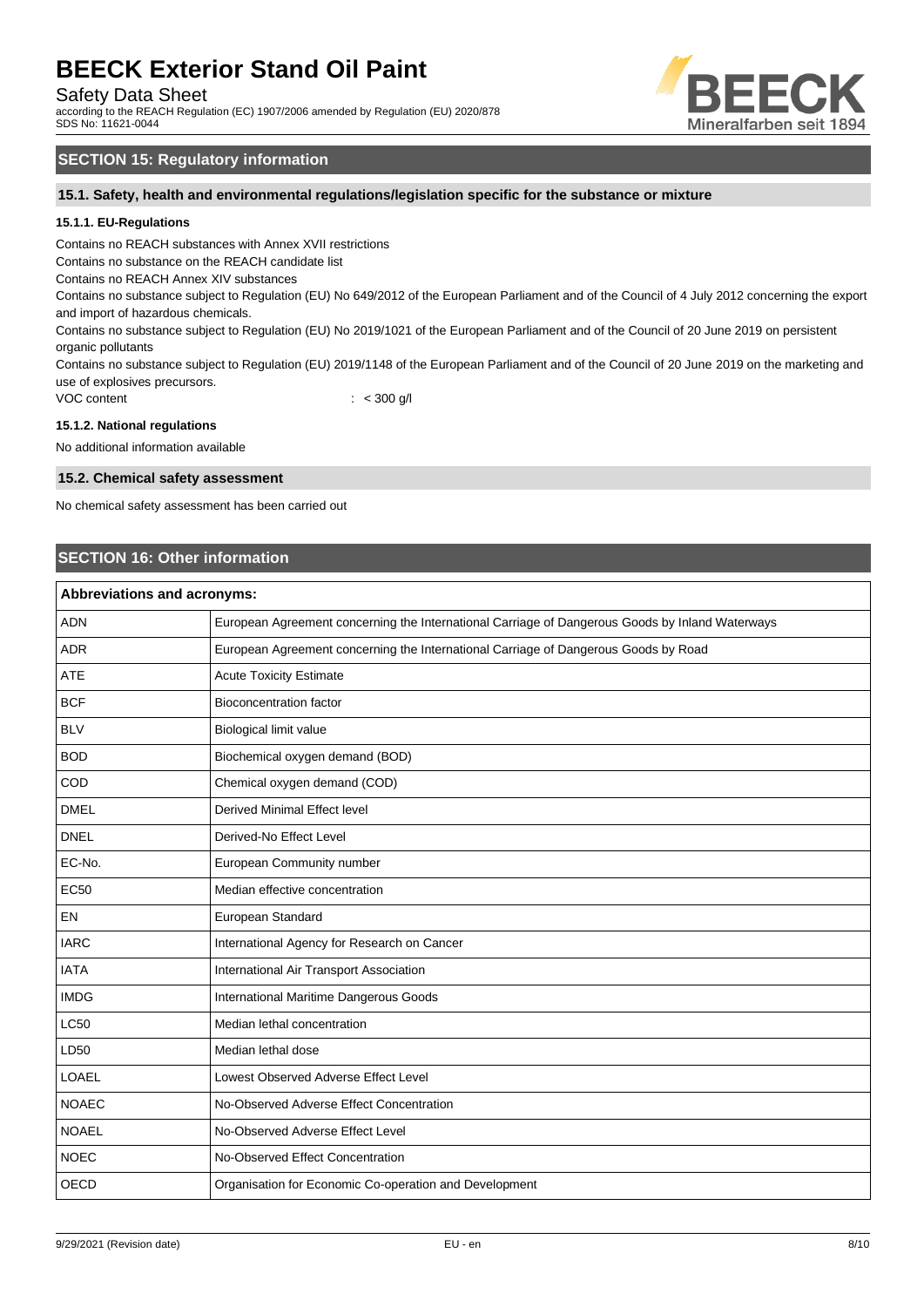## SECTION 15: Regulatory information

### 15.1. Safety, health and environmental regulations/legislation specific for the substance or mixture

#### 15.1.1. EU-Regulations

Contains no REACH substances with Annex XVII restrictions

Contains no substance on the REACH candidate list

Contains no REACH Annex XIV substances

Contains no substance subject to Regulation (EU) No 649/2012 of the European Parliament and of the Council of 4 July 2012 concerning the export and import of hazardous chemicals.

Contains no substance subject to Regulation (EU) No 2019/1021 of the European Parliament and of the Council of 20 June 2019 on persistent organic pollutants

Contains no substance subject to Regulation (EU) 2019/1148 of the European Parliament and of the Council of 20 June 2019 on the marketing and use of explosives precursors.

VOC content : < 300 g/l

#### 15.1.2. National regulations

No additional information available

### 15.2. Chemical safety assessment

No chemical safety assessment has been carried out

## SECTION 16: Other information

| Abbreviations and acronyms: | |
|---|---|
| ADN | European Agreement concerning the International Carriage of Dangerous Goods by Inland Waterways |
| ADR | European Agreement concerning the International Carriage of Dangerous Goods by Road |
| ATE | Acute Toxicity Estimate |
| BCF | Bioconcentration factor |
| BLV | Biological limit value |
| BOD | Biochemical oxygen demand (BOD) |
| COD | Chemical oxygen demand (COD) |
| DMEL | Derived Minimal Effect level |
| DNEL | Derived-No Effect Level |
| EC-No. | European Community number |
| EC50 | Median effective concentration |
| EN | European Standard |
| IARC | International Agency for Research on Cancer |
| IATA | International Air Transport Association |
| IMDG | International Maritime Dangerous Goods |
| LC50 | Median lethal concentration |
| LD50 | Median lethal dose |
| LOAEL | Lowest Observed Adverse Effect Level |
| NOAEC | No-Observed Adverse Effect Concentration |
| NOAEL | No-Observed Adverse Effect Level |
| NOEC | No-Observed Effect Concentration |
| OECD | Organisation for Economic Co-operation and Development |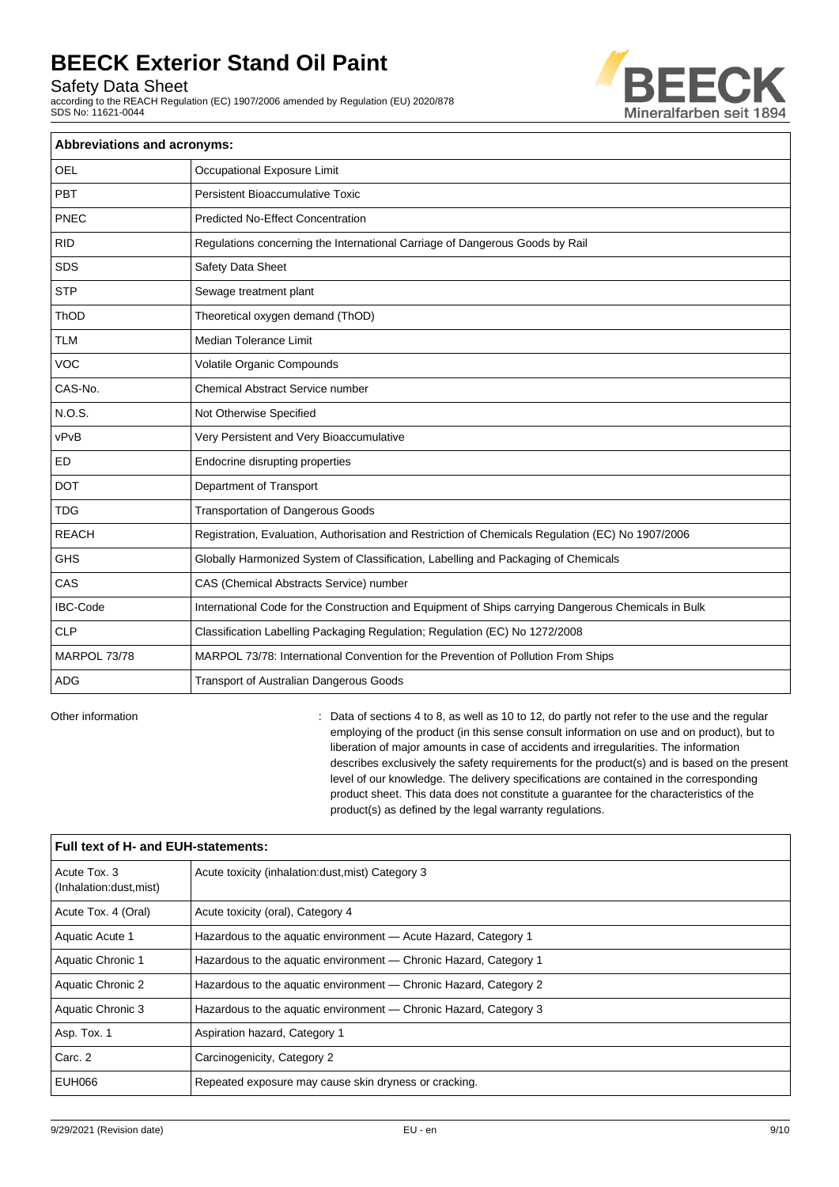| Abbreviations and acronyms: | |
|---|---|
| OEL | Occupational Exposure Limit |
| PBT | Persistent Bioaccumulative Toxic |
| PNEC | Predicted No-Effect Concentration |
| RID | Regulations concerning the International Carriage of Dangerous Goods by Rail |
| SDS | Safety Data Sheet |
| STP | Sewage treatment plant |
| ThOD | Theoretical oxygen demand (ThOD) |
| TLM | Median Tolerance Limit |
| VOC | Volatile Organic Compounds |
| CAS-No. | Chemical Abstract Service number |
| N.O.S. | Not Otherwise Specified |
| vPvB | Very Persistent and Very Bioaccumulative |
| ED | Endocrine disrupting properties |
| DOT | Department of Transport |
| TDG | Transportation of Dangerous Goods |
| REACH | Registration, Evaluation, Authorisation and Restriction of Chemicals Regulation (EC) No 1907/2006 |
| GHS | Globally Harmonized System of Classification, Labelling and Packaging of Chemicals |
| CAS | CAS (Chemical Abstracts Service) number |
| IBC-Code | International Code for the Construction and Equipment of Ships carrying Dangerous Chemicals in Bulk |
| CLP | Classification Labelling Packaging Regulation; Regulation (EC) No 1272/2008 |
| MARPOL 73/78 | MARPOL 73/78: International Convention for the Prevention of Pollution From Ships |
| ADG | Transport of Australian Dangerous Goods |

Other information : Data of sections 4 to 8, as well as 10 to 12, do partly not refer to the use and the regular employing of the product (in this sense consult information on use and on product), but to liberation of major amounts in case of accidents and irregularities. The information describes exclusively the safety requirements for the product(s) and is based on the present level of our knowledge. The delivery specifications are contained in the corresponding product sheet. This data does not constitute a guarantee for the characteristics of the product(s) as defined by the legal warranty regulations.

| Full text of H- and EUH-statements: | |
|---|---|
| Acute Tox. 3 (Inhalation:dust,mist) | Acute toxicity (inhalation:dust,mist) Category 3 |
| Acute Tox. 4 (Oral) | Acute toxicity (oral), Category 4 |
| Aquatic Acute 1 | Hazardous to the aquatic environment — Acute Hazard, Category 1 |
| Aquatic Chronic 1 | Hazardous to the aquatic environment — Chronic Hazard, Category 1 |
| Aquatic Chronic 2 | Hazardous to the aquatic environment — Chronic Hazard, Category 2 |
| Aquatic Chronic 3 | Hazardous to the aquatic environment — Chronic Hazard, Category 3 |
| Asp. Tox. 1 | Aspiration hazard, Category 1 |
| Carc. 2 | Carcinogenicity, Category 2 |
| EUH066 | Repeated exposure may cause skin dryness or cracking. |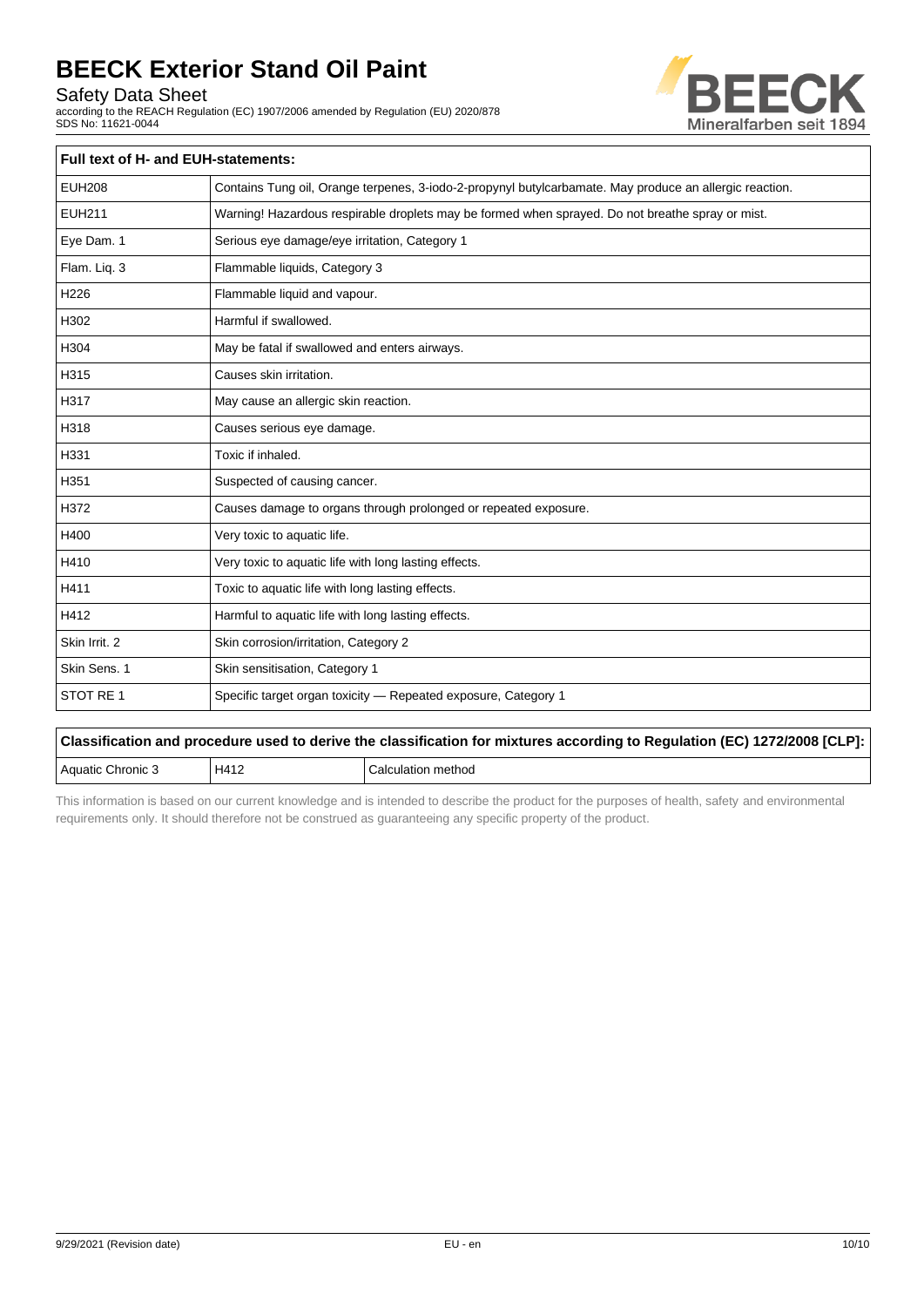| Full text of H- and EUH-statements: | |
|---|---|
| EUH208 | Contains Tung oil, Orange terpenes, 3-iodo-2-propynyl butylcarbamate. May produce an allergic reaction. |
| EUH211 | Warning! Hazardous respirable droplets may be formed when sprayed. Do not breathe spray or mist. |
| Eye Dam. 1 | Serious eye damage/eye irritation, Category 1 |
| Flam. Liq. 3 | Flammable liquids, Category 3 |
| H226 | Flammable liquid and vapour. |
| H302 | Harmful if swallowed. |
| H304 | May be fatal if swallowed and enters airways. |
| H315 | Causes skin irritation. |
| H317 | May cause an allergic skin reaction. |
| H318 | Causes serious eye damage. |
| H331 | Toxic if inhaled. |
| H351 | Suspected of causing cancer. |
| H372 | Causes damage to organs through prolonged or repeated exposure. |
| H400 | Very toxic to aquatic life. |
| H410 | Very toxic to aquatic life with long lasting effects. |
| H411 | Toxic to aquatic life with long lasting effects. |
| H412 | Harmful to aquatic life with long lasting effects. |
| Skin Irrit. 2 | Skin corrosion/irritation, Category 2 |
| Skin Sens. 1 | Skin sensitisation, Category 1 |
| STOT RE 1 | Specific target organ toxicity — Repeated exposure, Category 1 |

| Classification and procedure used to derive the classification for mixtures according to Regulation (EC) 1272/2008 [CLP]: | | |
|---|---|---|
| Aquatic Chronic 3 | H412 | Calculation method |

This information is based on our current knowledge and is intended to describe the product for the purposes of health, safety and environmental requirements only. It should therefore not be construed as guaranteeing any specific property of the product.